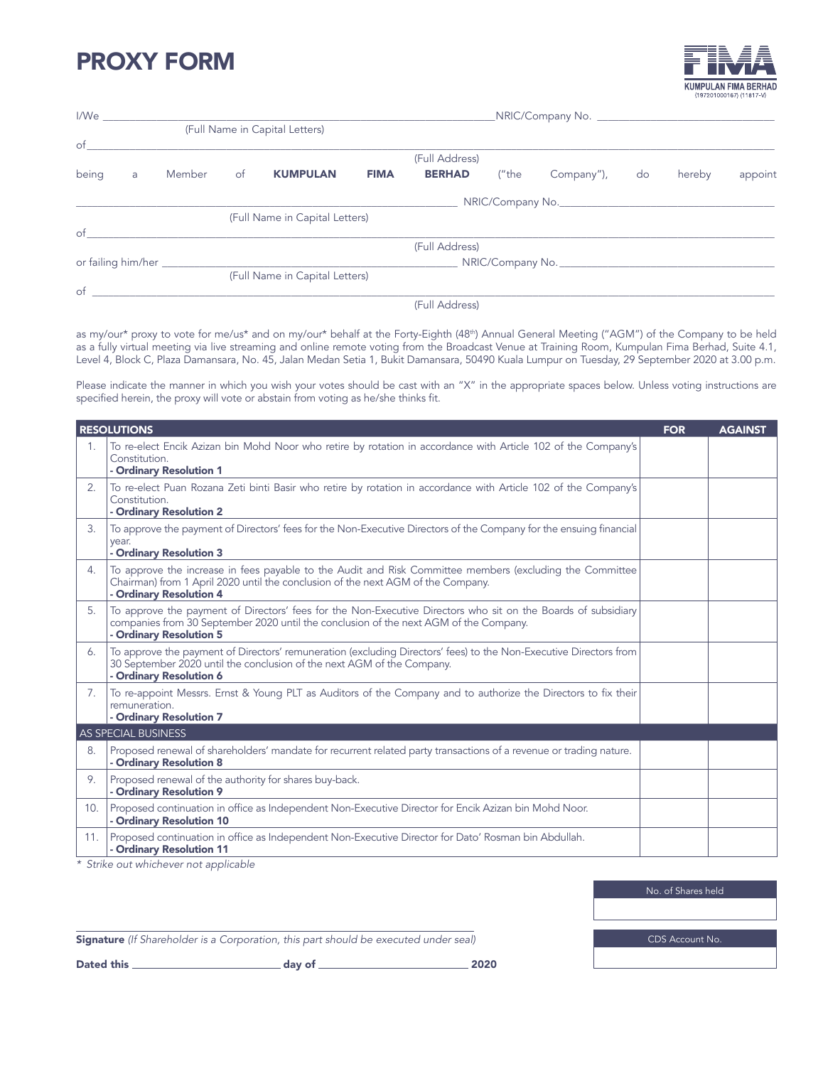# PROXY FORM

KUMPULAN FIMA BERHAD
(197201000167) (11817-V)

I/We ______________________________________________ NRIC/Company No. ______________________
(Full Name in Capital Letters)

of ______________________________________________________________________________
(Full Address)

being a Member of **KUMPULAN FIMA BERHAD** ("the Company"), do hereby appoint

______________________________________________ NRIC/Company No. ______________________
(Full Name in Capital Letters)

of ______________________________________________________________________________
(Full Address)

or failing him/her ______________________________________ NRIC/Company No. ______________________
(Full Name in Capital Letters)

of ______________________________________________________________________________
(Full Address)

as my/our* proxy to vote for me/us* and on my/our* behalf at the Forty-Eighth (48th) Annual General Meeting ("AGM") of the Company to be held as a fully virtual meeting via live streaming and online remote voting from the Broadcast Venue at Training Room, Kumpulan Fima Berhad, Suite 4.1, Level 4, Block C, Plaza Damansara, No. 45, Jalan Medan Setia 1, Bukit Damansara, 50490 Kuala Lumpur on Tuesday, 29 September 2020 at 3.00 p.m.

Please indicate the manner in which you wish your votes should be cast with an "X" in the appropriate spaces below. Unless voting instructions are specified herein, the proxy will vote or abstain from voting as he/she thinks fit.

| | RESOLUTIONS | FOR | AGAINST |
|---|---|---|---|
| 1. | To re-elect Encik Azizan bin Mohd Noor who retire by rotation in accordance with Article 102 of the Company's Constitution. **- Ordinary Resolution 1** | | |
| 2. | To re-elect Puan Rozana Zeti binti Basir who retire by rotation in accordance with Article 102 of the Company's Constitution. **- Ordinary Resolution 2** | | |
| 3. | To approve the payment of Directors' fees for the Non-Executive Directors of the Company for the ensuing financial year. **- Ordinary Resolution 3** | | |
| 4. | To approve the increase in fees payable to the Audit and Risk Committee members (excluding the Committee Chairman) from 1 April 2020 until the conclusion of the next AGM of the Company. **- Ordinary Resolution 4** | | |
| 5. | To approve the payment of Directors' fees for the Non-Executive Directors who sit on the Boards of subsidiary companies from 30 September 2020 until the conclusion of the next AGM of the Company. **- Ordinary Resolution 5** | | |
| 6. | To approve the payment of Directors' remuneration (excluding Directors' fees) to the Non-Executive Directors from 30 September 2020 until the conclusion of the next AGM of the Company. **- Ordinary Resolution 6** | | |
| 7. | To re-appoint Messrs. Ernst & Young PLT as Auditors of the Company and to authorize the Directors to fix their remuneration. **- Ordinary Resolution 7** | | |
| | AS SPECIAL BUSINESS | | |
| 8. | Proposed renewal of shareholders' mandate for recurrent related party transactions of a revenue or trading nature. **- Ordinary Resolution 8** | | |
| 9. | Proposed renewal of the authority for shares buy-back. **- Ordinary Resolution 9** | | |
| 10. | Proposed continuation in office as Independent Non-Executive Director for Encik Azizan bin Mohd Noor. **- Ordinary Resolution 10** | | |
| 11. | Proposed continuation in office as Independent Non-Executive Director for Dato' Rosman bin Abdullah. **- Ordinary Resolution 11** | | |

\* *Strike out whichever not applicable*

| No. of Shares held |
|---|
| |

| CDS Account No. |
|---|
| |

______________________________________________
**Signature** *(If Shareholder is a Corporation, this part should be executed under seal)*

**Dated this** ____________________ **day of** ____________________ **2020**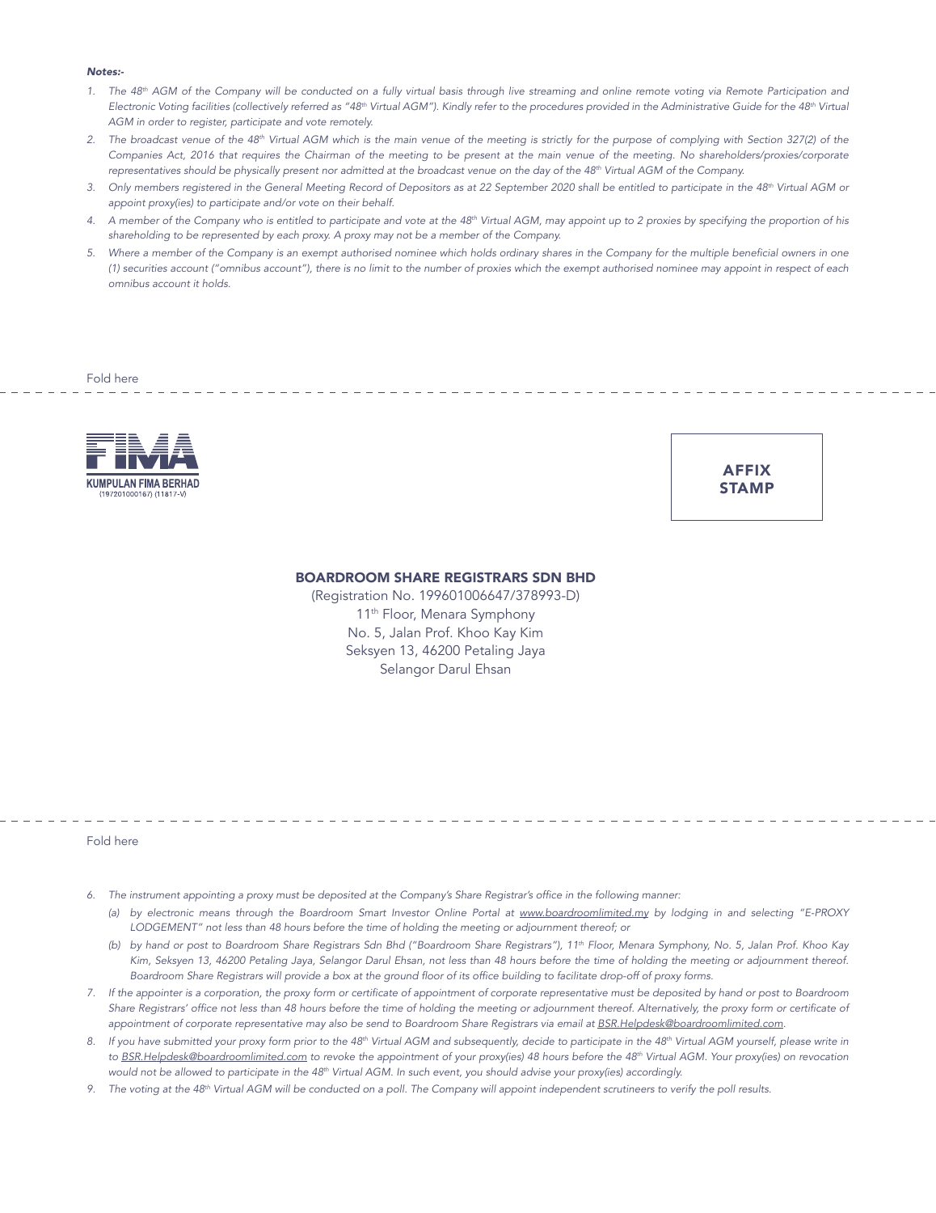***Notes:-***

1. *The 48th AGM of the Company will be conducted on a fully virtual basis through live streaming and online remote voting via Remote Participation and Electronic Voting facilities (collectively referred as "48th Virtual AGM"). Kindly refer to the procedures provided in the Administrative Guide for the 48th Virtual AGM in order to register, participate and vote remotely.*
2. *The broadcast venue of the 48th Virtual AGM which is the main venue of the meeting is strictly for the purpose of complying with Section 327(2) of the Companies Act, 2016 that requires the Chairman of the meeting to be present at the main venue of the meeting. No shareholders/proxies/corporate representatives should be physically present nor admitted at the broadcast venue on the day of the 48th Virtual AGM of the Company.*
3. *Only members registered in the General Meeting Record of Depositors as at 22 September 2020 shall be entitled to participate in the 48th Virtual AGM or appoint proxy(ies) to participate and/or vote on their behalf.*
4. *A member of the Company who is entitled to participate and vote at the 48th Virtual AGM, may appoint up to 2 proxies by specifying the proportion of his shareholding to be represented by each proxy. A proxy may not be a member of the Company.*
5. *Where a member of the Company is an exempt authorised nominee which holds ordinary shares in the Company for the multiple beneficial owners in one (1) securities account ("omnibus account"), there is no limit to the number of proxies which the exempt authorised nominee may appoint in respect of each omnibus account it holds.*

Fold here

KUMPULAN FIMA BERHAD
(197201000167) (11817-V)

AFFIX STAMP

**BOARDROOM SHARE REGISTRARS SDN BHD**
(Registration No. 199601006647/378993-D)
11th Floor, Menara Symphony
No. 5, Jalan Prof. Khoo Kay Kim
Seksyen 13, 46200 Petaling Jaya
Selangor Darul Ehsan

Fold here

6. *The instrument appointing a proxy must be deposited at the Company's Share Registrar's office in the following manner:*
   *(a) by electronic means through the Boardroom Smart Investor Online Portal at www.boardroomlimited.my by lodging in and selecting "E-PROXY LODGEMENT" not less than 48 hours before the time of holding the meeting or adjournment thereof; or*
   *(b) by hand or post to Boardroom Share Registrars Sdn Bhd ("Boardroom Share Registrars"), 11th Floor, Menara Symphony, No. 5, Jalan Prof. Khoo Kay Kim, Seksyen 13, 46200 Petaling Jaya, Selangor Darul Ehsan, not less than 48 hours before the time of holding the meeting or adjournment thereof. Boardroom Share Registrars will provide a box at the ground floor of its office building to facilitate drop-off of proxy forms.*
7. *If the appointer is a corporation, the proxy form or certificate of appointment of corporate representative must be deposited by hand or post to Boardroom Share Registrars' office not less than 48 hours before the time of holding the meeting or adjournment thereof. Alternatively, the proxy form or certificate of appointment of corporate representative may also be send to Boardroom Share Registrars via email at BSR.Helpdesk@boardroomlimited.com.*
8. *If you have submitted your proxy form prior to the 48th Virtual AGM and subsequently, decide to participate in the 48th Virtual AGM yourself, please write in to BSR.Helpdesk@boardroomlimited.com to revoke the appointment of your proxy(ies) 48 hours before the 48th Virtual AGM. Your proxy(ies) on revocation would not be allowed to participate in the 48th Virtual AGM. In such event, you should advise your proxy(ies) accordingly.*
9. *The voting at the 48th Virtual AGM will be conducted on a poll. The Company will appoint independent scrutineers to verify the poll results.*